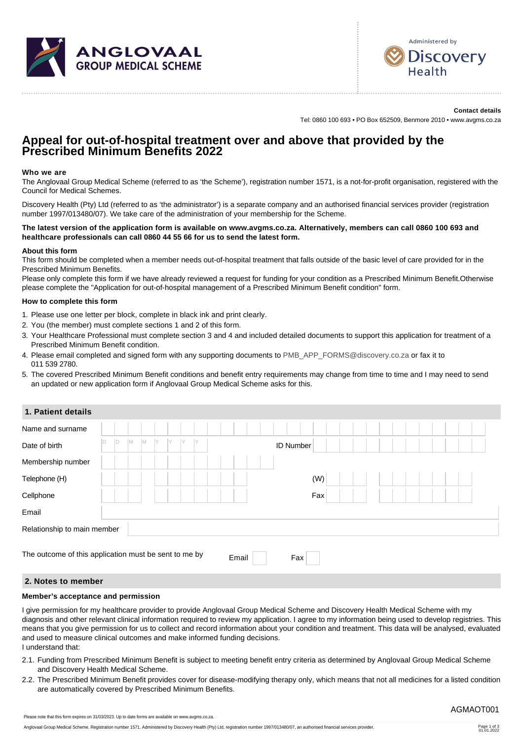ANGLOVAAL GROUP MEDICAL SCHEME

Administered by Discovery Health

**Contact details**

Tel: 0860 100 693 • PO Box 652509, Benmore 2010 • www.avgms.co.za

# Appeal for out-of-hospital treatment over and above that provided by the Prescribed Minimum Benefits 2022

### Who we are

The Anglovaal Group Medical Scheme (referred to as 'the Scheme'), registration number 1571, is a not-for-profit organisation, registered with the Council for Medical Schemes.

Discovery Health (Pty) Ltd (referred to as 'the administrator') is a separate company and an authorised financial services provider (registration number 1997/013480/07). We take care of the administration of your membership for the Scheme.

**The latest version of the application form is available on www.avgms.co.za. Alternatively, members can call 0860 100 693 and healthcare professionals can call 0860 44 55 66 for us to send the latest form.**

### About this form

This form should be completed when a member needs out-of-hospital treatment that falls outside of the basic level of care provided for in the Prescribed Minimum Benefits.

Please only complete this form if we have already reviewed a request for funding for your condition as a Prescribed Minimum Benefit.Otherwise please complete the "Application for out-of-hospital management of a Prescribed Minimum Benefit condition" form.

### How to complete this form

1. Please use one letter per block, complete in black ink and print clearly.
2. You (the member) must complete sections 1 and 2 of this form.
3. Your Healthcare Professional must complete section 3 and 4 and included detailed documents to support this application for treatment of a Prescribed Minimum Benefit condition.
4. Please email completed and signed form with any supporting documents to PMB_APP_FORMS@discovery.co.za or fax it to 011 539 2780.
5. The covered Prescribed Minimum Benefit conditions and benefit entry requirements may change from time to time and I may need to send an updated or new application form if Anglovaal Group Medical Scheme asks for this.

## 1. Patient details

| | | | |
|---|---|---|---|
| Name and surname | | | |
| Date of birth | D D M M Y Y Y Y | ID Number | |
| Membership number | | | |
| Telephone (H) | | (W) | |
| Cellphone | | Fax | |
| Email | | | |
| Relationship to main member | | | |

The outcome of this application must be sent to me by  Email ☐  Fax ☐

## 2. Notes to member

### Member's acceptance and permission

I give permission for my healthcare provider to provide Anglovaal Group Medical Scheme and Discovery Health Medical Scheme with my diagnosis and other relevant clinical information required to review my application. I agree to my information being used to develop registries. This means that you give permission for us to collect and record information about your condition and treatment. This data will be analysed, evaluated and used to measure clinical outcomes and make informed funding decisions.

I understand that:

2.1. Funding from Prescribed Minimum Benefit is subject to meeting benefit entry criteria as determined by Anglovaal Group Medical Scheme and Discovery Health Medical Scheme.

2.2. The Prescribed Minimum Benefit provides cover for disease-modifying therapy only, which means that not all medicines for a listed condition are automatically covered by Prescribed Minimum Benefits.

AGMAOT001

Please note that this form expires on 31/03/2023. Up to date forms are available on www.avgms.co.za.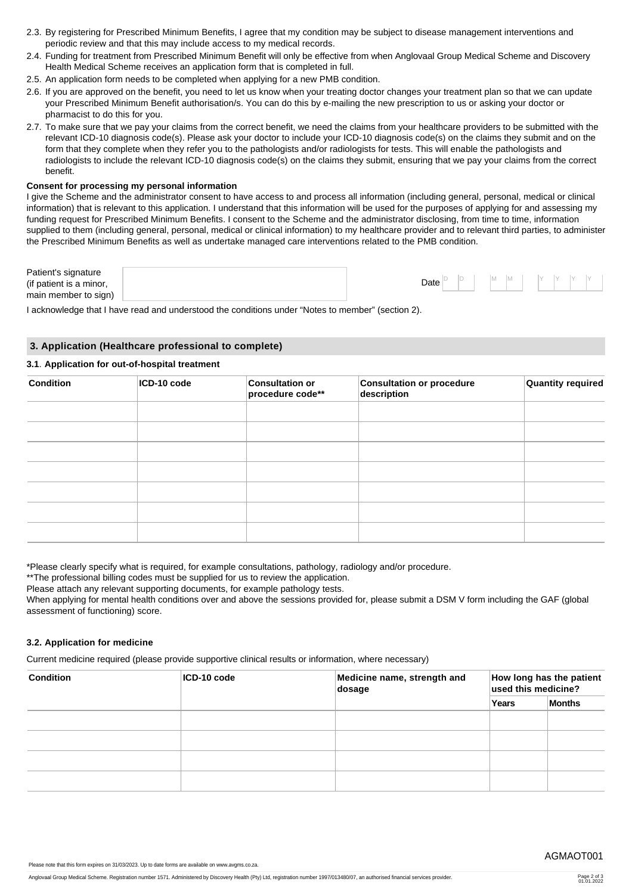2.3. By registering for Prescribed Minimum Benefits, I agree that my condition may be subject to disease management interventions and periodic review and that this may include access to my medical records.

2.4. Funding for treatment from Prescribed Minimum Benefit will only be effective from when Anglovaal Group Medical Scheme and Discovery Health Medical Scheme receives an application form that is completed in full.

2.5. An application form needs to be completed when applying for a new PMB condition.

2.6. If you are approved on the benefit, you need to let us know when your treating doctor changes your treatment plan so that we can update your Prescribed Minimum Benefit authorisation/s. You can do this by e-mailing the new prescription to us or asking your doctor or pharmacist to do this for you.

2.7. To make sure that we pay your claims from the correct benefit, we need the claims from your healthcare providers to be submitted with the relevant ICD-10 diagnosis code(s). Please ask your doctor to include your ICD-10 diagnosis code(s) on the claims they submit and on the form that they complete when they refer you to the pathologists and/or radiologists for tests. This will enable the pathologists and radiologists to include the relevant ICD-10 diagnosis code(s) on the claims they submit, ensuring that we pay your claims from the correct benefit.

**Consent for processing my personal information**

I give the Scheme and the administrator consent to have access to and process all information (including general, personal, medical or clinical information) that is relevant to this application. I understand that this information will be used for the purposes of applying for and assessing my funding request for Prescribed Minimum Benefits. I consent to the Scheme and the administrator disclosing, from time to time, information supplied to them (including general, personal, medical or clinical information) to my healthcare provider and to relevant third parties, to administer the Prescribed Minimum Benefits as well as undertake managed care interventions related to the PMB condition.

| Patient's signature (if patient is a minor, main member to sign) | | Date | D D | M M | Y Y Y Y |
|---|---|---|---|---|---|

I acknowledge that I have read and understood the conditions under "Notes to member" (section 2).

## 3. Application (Healthcare professional to complete)

### 3.1. Application for out-of-hospital treatment

| Condition | ICD-10 code | Consultation or procedure code** | Consultation or procedure description | Quantity required |
|---|---|---|---|---|
| | | | | |
| | | | | |
| | | | | |
| | | | | |
| | | | | |
| | | | | |
| | | | | |

*Please clearly specify what is required, for example consultations, pathology, radiology and/or procedure.

**The professional billing codes must be supplied for us to review the application.

Please attach any relevant supporting documents, for example pathology tests.

When applying for mental health conditions over and above the sessions provided for, please submit a DSM V form including the GAF (global assessment of functioning) score.

### 3.2. Application for medicine

Current medicine required (please provide supportive clinical results or information, where necessary)

| Condition | ICD-10 code | Medicine name, strength and dosage | How long has the patient used this medicine? | |
|---|---|---|---|---|
| | | | Years | Months |
| | | | | |
| | | | | |
| | | | | |
| | | | | |

AGMAOT001

Please note that this form expires on 31/03/2023. Up to date forms are available on www.avgms.co.za.

Anglovaal Group Medical Scheme. Registration number 1571. Administered by Discovery Health (Pty) Ltd, registration number 1997/013480/07, an authorised financial services provider.

01.01.2022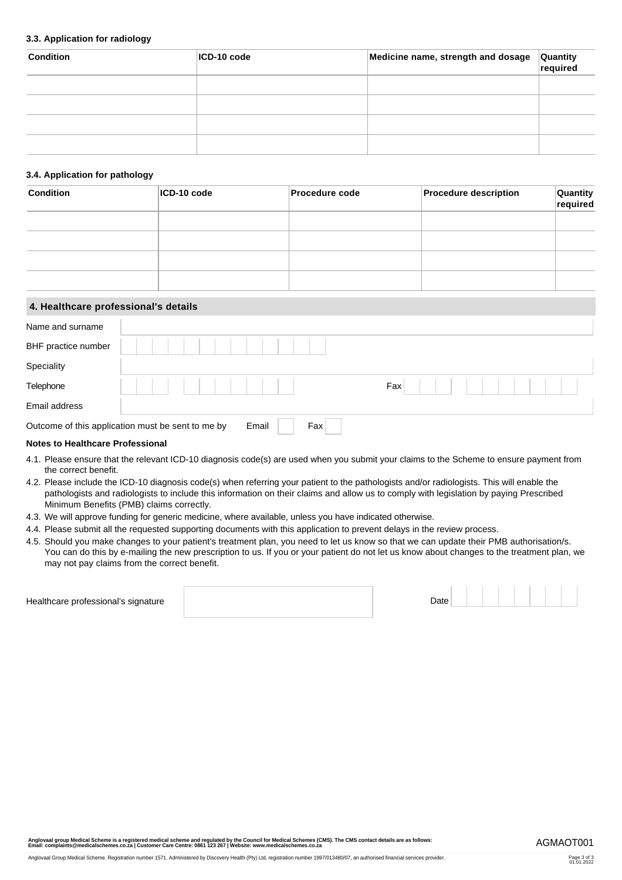### 3.3. Application for radiology

| Condition | ICD-10 code | Medicine name, strength and dosage | Quantity required |
|---|---|---|---|
| | | | |
| | | | |
| | | | |
| | | | |

### 3.4. Application for pathology

| Condition | ICD-10 code | Procedure code | Procedure description | Quantity required |
|---|---|---|---|---|
| | | | | |
| | | | | |
| | | | | |
| | | | | |

## 4. Healthcare professional's details

| | |
|---|---|
| Name and surname | |
| BHF practice number | |
| Speciality | |
| Telephone | |
| Fax | |
| Email address | |

Outcome of this application must be sent to me by Email ☐ Fax ☐

**Notes to Healthcare Professional**

4.1. Please ensure that the relevant ICD-10 diagnosis code(s) are used when you submit your claims to the Scheme to ensure payment from the correct benefit.

4.2. Please include the ICD-10 diagnosis code(s) when referring your patient to the pathologists and/or radiologists. This will enable the pathologists and radiologists to include this information on their claims and allow us to comply with legislation by paying Prescribed Minimum Benefits (PMB) claims correctly.

4.3. We will approve funding for generic medicine, where available, unless you have indicated otherwise.

4.4. Please submit all the requested supporting documents with this application to prevent delays in the review process.

4.5. Should you make changes to your patient's treatment plan, you need to let us know so that we can update their PMB authorisation/s. You can do this by e-mailing the new prescription to us. If you or your patient do not let us know about changes to the treatment plan, we may not pay claims from the correct benefit.

Healthcare professional's signature ____________________ Date ____________________

**Anglovaal group Medical Scheme is a registered medical scheme and regulated by the Council for Medical Schemes (CMS). The CMS contact details are as follows:**
**Email: complaints@medicalschemes.co.za | Customer Care Centre: 0861 123 267 | Website: www.medicalschemes.co.za**

AGMAOT001

Anglovaal Group Medical Scheme. Registration number 1571. Administered by Discovery Health (Pty) Ltd, registration number 1997/013480/07, an authorised financial services provider.

01.01.2022